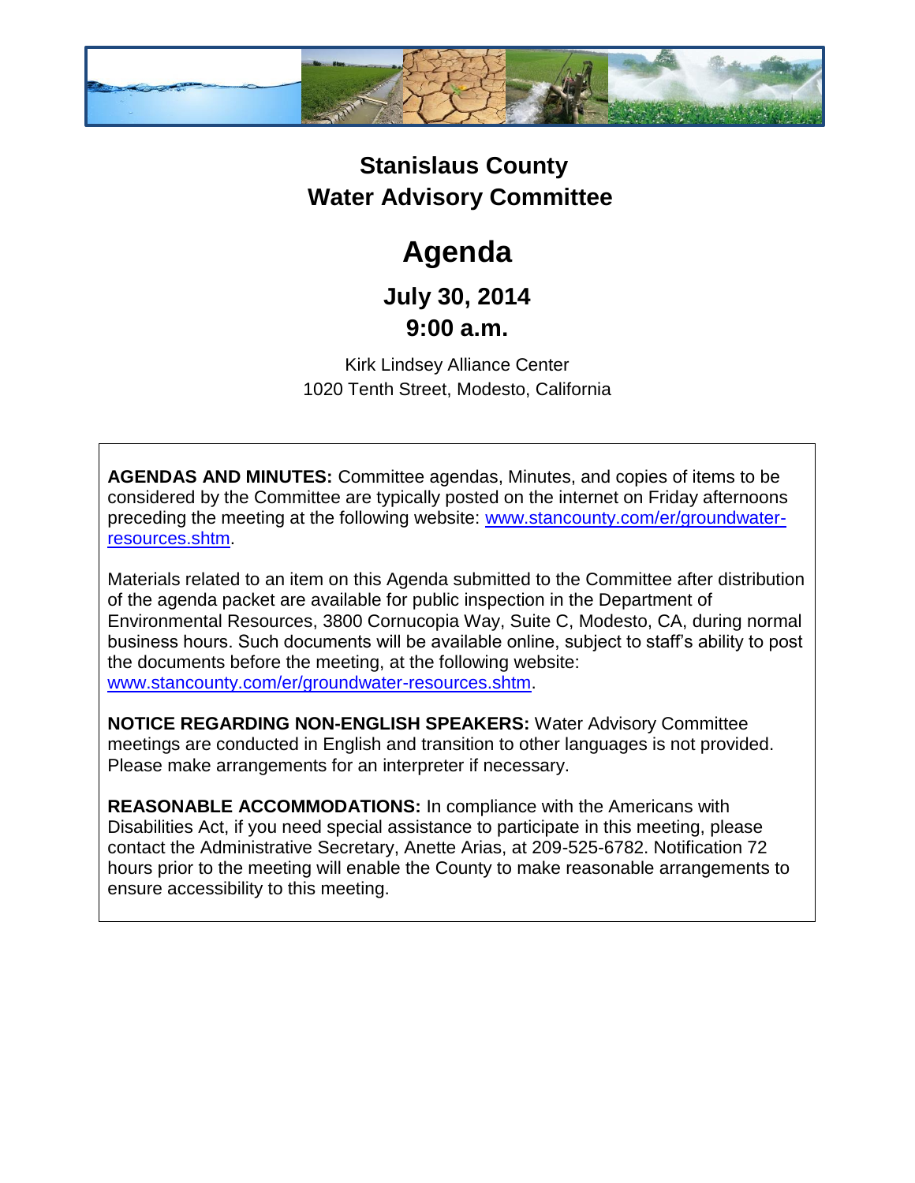# Stanislaus County
# Water Advisory Committee

# Agenda

## July 30, 2014
## 9:00 a.m.

Kirk Lindsey Alliance Center
1020 Tenth Street, Modesto, California

**AGENDAS AND MINUTES:** Committee agendas, Minutes, and copies of items to be considered by the Committee are typically posted on the internet on Friday afternoons preceding the meeting at the following website: [www.stancounty.com/er/groundwater-resources.shtm](www.stancounty.com/er/groundwater-resources.shtm).

Materials related to an item on this Agenda submitted to the Committee after distribution of the agenda packet are available for public inspection in the Department of Environmental Resources, 3800 Cornucopia Way, Suite C, Modesto, CA, during normal business hours. Such documents will be available online, subject to staff's ability to post the documents before the meeting, at the following website: [www.stancounty.com/er/groundwater-resources.shtm](www.stancounty.com/er/groundwater-resources.shtm).

**NOTICE REGARDING NON-ENGLISH SPEAKERS:** Water Advisory Committee meetings are conducted in English and transition to other languages is not provided. Please make arrangements for an interpreter if necessary.

**REASONABLE ACCOMMODATIONS:** In compliance with the Americans with Disabilities Act, if you need special assistance to participate in this meeting, please contact the Administrative Secretary, Anette Arias, at 209-525-6782. Notification 72 hours prior to the meeting will enable the County to make reasonable arrangements to ensure accessibility to this meeting.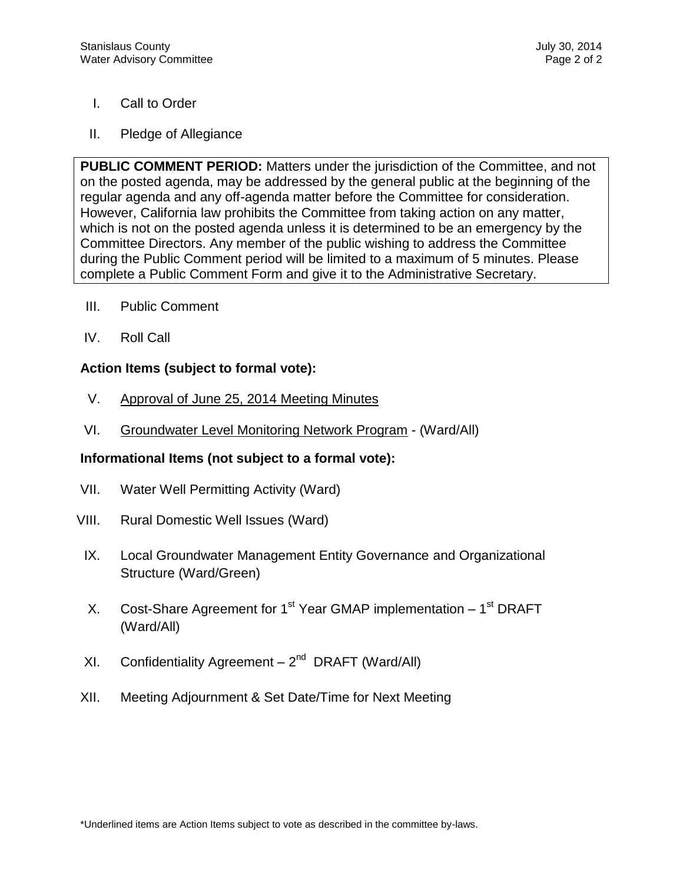I. Call to Order

II. Pledge of Allegiance

**PUBLIC COMMENT PERIOD:** Matters under the jurisdiction of the Committee, and not on the posted agenda, may be addressed by the general public at the beginning of the regular agenda and any off-agenda matter before the Committee for consideration. However, California law prohibits the Committee from taking action on any matter, which is not on the posted agenda unless it is determined to be an emergency by the Committee Directors. Any member of the public wishing to address the Committee during the Public Comment period will be limited to a maximum of 5 minutes. Please complete a Public Comment Form and give it to the Administrative Secretary.

III. Public Comment

IV. Roll Call

**Action Items (subject to formal vote):**

V. <u>Approval of June 25, 2014 Meeting Minutes</u>

VI. <u>Groundwater Level Monitoring Network Program</u> - (Ward/All)

**Informational Items (not subject to a formal vote):**

VII. Water Well Permitting Activity (Ward)

VIII. Rural Domestic Well Issues (Ward)

IX. Local Groundwater Management Entity Governance and Organizational Structure (Ward/Green)

X. Cost-Share Agreement for 1st Year GMAP implementation – 1st DRAFT (Ward/All)

XI. Confidentiality Agreement – 2nd DRAFT (Ward/All)

XII. Meeting Adjournment & Set Date/Time for Next Meeting

*Underlined items are Action Items subject to vote as described in the committee by-laws.